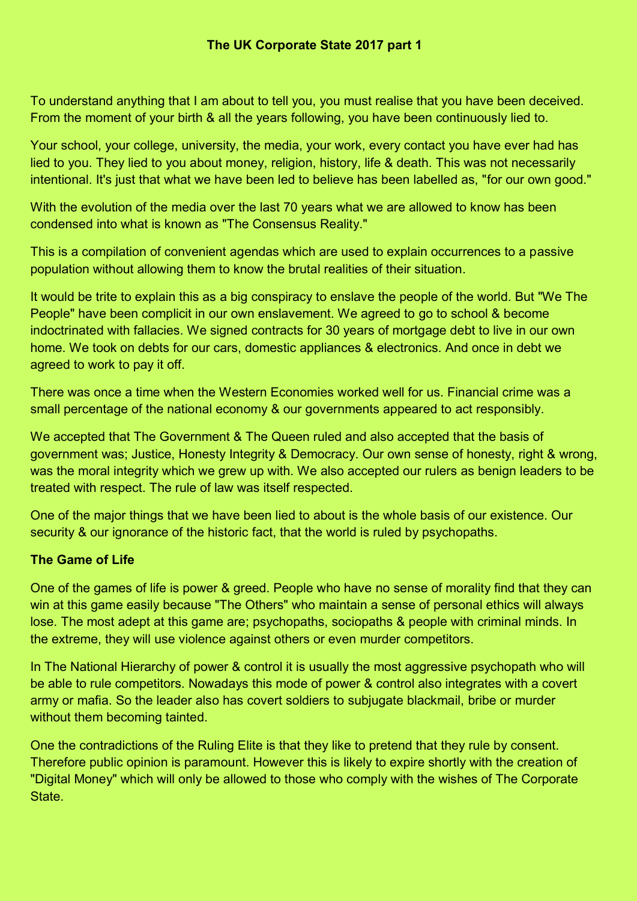# The UK Corporate State 2017 part 1

To understand anything that I am about to tell you, you must realise that you have been deceived. From the moment of your birth & all the years following, you have been continuously lied to.

Your school, your college, university, the media, your work, every contact you have ever had has lied to you. They lied to you about money, religion, history, life & death. This was not necessarily intentional. It's just that what we have been led to believe has been labelled as, "for our own good."

With the evolution of the media over the last 70 years what we are allowed to know has been condensed into what is known as "The Consensus Reality."

This is a compilation of convenient agendas which are used to explain occurrences to a passive population without allowing them to know the brutal realities of their situation.

It would be trite to explain this as a big conspiracy to enslave the people of the world. But "We The People" have been complicit in our own enslavement. We agreed to go to school & become indoctrinated with fallacies. We signed contracts for 30 years of mortgage debt to live in our own home. We took on debts for our cars, domestic appliances & electronics. And once in debt we agreed to work to pay it off.

There was once a time when the Western Economies worked well for us. Financial crime was a small percentage of the national economy & our governments appeared to act responsibly.

We accepted that The Government & The Queen ruled and also accepted that the basis of government was; Justice, Honesty Integrity & Democracy. Our own sense of honesty, right & wrong, was the moral integrity which we grew up with. We also accepted our rulers as benign leaders to be treated with respect. The rule of law was itself respected.

One of the major things that we have been lied to about is the whole basis of our existence. Our security & our ignorance of the historic fact, that the world is ruled by psychopaths.

## The Game of Life

One of the games of life is power & greed. People who have no sense of morality find that they can win at this game easily because "The Others" who maintain a sense of personal ethics will always lose. The most adept at this game are; psychopaths, sociopaths & people with criminal minds. In the extreme, they will use violence against others or even murder competitors.

In The National Hierarchy of power & control it is usually the most aggressive psychopath who will be able to rule competitors. Nowadays this mode of power & control also integrates with a covert army or mafia. So the leader also has covert soldiers to subjugate blackmail, bribe or murder without them becoming tainted.

One the contradictions of the Ruling Elite is that they like to pretend that they rule by consent. Therefore public opinion is paramount. However this is likely to expire shortly with the creation of "Digital Money" which will only be allowed to those who comply with the wishes of The Corporate State.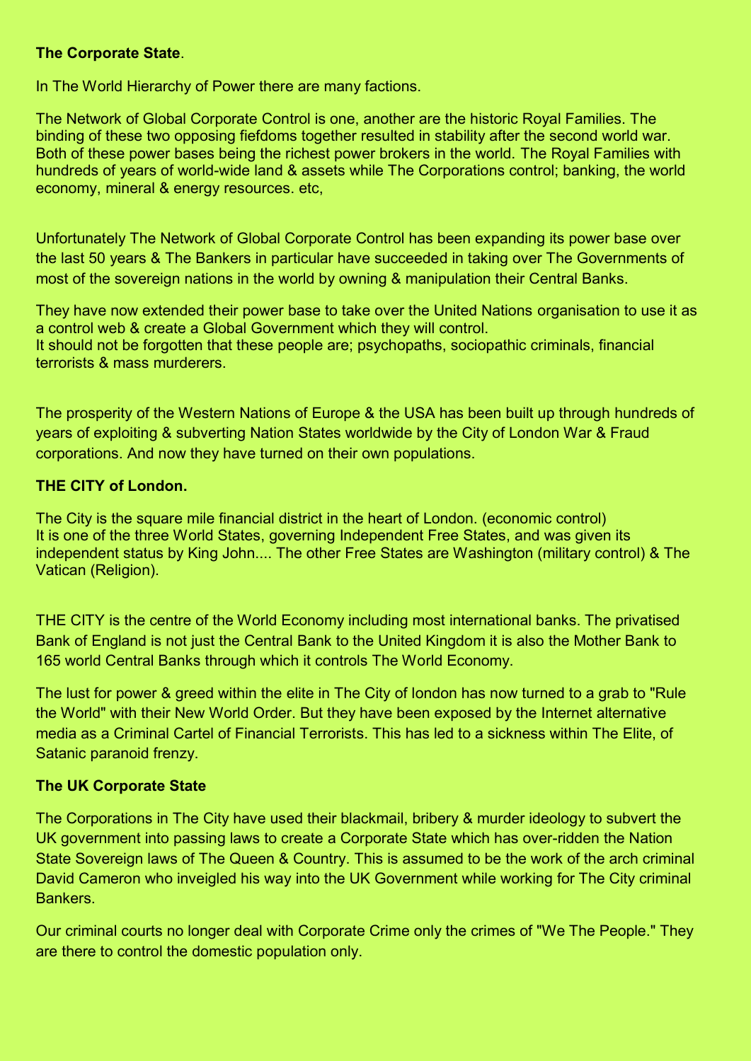**The Corporate State**.

In The World Hierarchy of Power there are many factions.

The Network of Global Corporate Control is one, another are the historic Royal Families. The binding of these two opposing fiefdoms together resulted in stability after the second world war. Both of these power bases being the richest power brokers in the world. The Royal Families with hundreds of years of world-wide land & assets while The Corporations control; banking, the world economy, mineral & energy resources. etc,

Unfortunately The Network of Global Corporate Control has been expanding its power base over the last 50 years & The Bankers in particular have succeeded in taking over The Governments of most of the sovereign nations in the world by owning & manipulation their Central Banks.

They have now extended their power base to take over the United Nations organisation to use it as a control web & create a Global Government which they will control.
It should not be forgotten that these people are; psychopaths, sociopathic criminals, financial terrorists & mass murderers.

The prosperity of the Western Nations of Europe & the USA has been built up through hundreds of years of exploiting & subverting Nation States worldwide by the City of London War & Fraud corporations. And now they have turned on their own populations.

**THE CITY of London.**

The City is the square mile financial district in the heart of London. (economic control)
It is one of the three World States, governing Independent Free States, and was given its independent status by King John.... The other Free States are Washington (military control) & The Vatican (Religion).

THE CITY is the centre of the World Economy including most international banks. The privatised Bank of England is not just the Central Bank to the United Kingdom it is also the Mother Bank to 165 world Central Banks through which it controls The World Economy.

The lust for power & greed within the elite in The City of london has now turned to a grab to "Rule the World" with their New World Order. But they have been exposed by the Internet alternative media as a Criminal Cartel of Financial Terrorists. This has led to a sickness within The Elite, of Satanic paranoid frenzy.

**The UK Corporate State**

The Corporations in The City have used their blackmail, bribery & murder ideology to subvert the UK government into passing laws to create a Corporate State which has over-ridden the Nation State Sovereign laws of The Queen & Country. This is assumed to be the work of the arch criminal David Cameron who inveigled his way into the UK Government while working for The City criminal Bankers.

Our criminal courts no longer deal with Corporate Crime only the crimes of "We The People." They are there to control the domestic population only.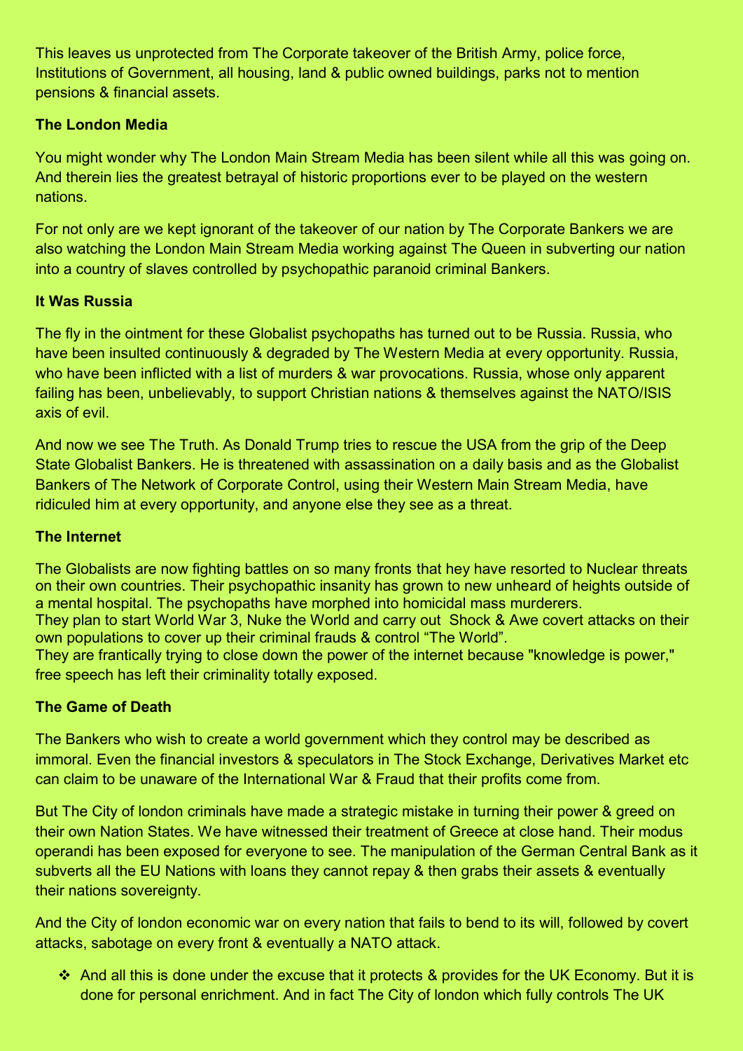This leaves us unprotected from The Corporate takeover of the British Army, police force, Institutions of Government, all housing, land & public owned buildings, parks not to mention pensions & financial assets.

**The London Media**

You might wonder why The London Main Stream Media has been silent while all this was going on. And therein lies the greatest betrayal of historic proportions ever to be played on the western nations.

For not only are we kept ignorant of the takeover of our nation by The Corporate Bankers we are also watching the London Main Stream Media working against The Queen in subverting our nation into a country of slaves controlled by psychopathic paranoid criminal Bankers.

**It Was Russia**

The fly in the ointment for these Globalist psychopaths has turned out to be Russia. Russia, who have been insulted continuously & degraded by The Western Media at every opportunity. Russia, who have been inflicted with a list of murders & war provocations. Russia, whose only apparent failing has been, unbelievably, to support Christian nations & themselves against the NATO/ISIS axis of evil.

And now we see The Truth. As Donald Trump tries to rescue the USA from the grip of the Deep State Globalist Bankers. He is threatened with assassination on a daily basis and as the Globalist Bankers of The Network of Corporate Control, using their Western Main Stream Media, have ridiculed him at every opportunity, and anyone else they see as a threat.

**The Internet**

The Globalists are now fighting battles on so many fronts that hey have resorted to Nuclear threats on their own countries. Their psychopathic insanity has grown to new unheard of heights outside of a mental hospital. The psychopaths have morphed into homicidal mass murderers.
They plan to start World War 3, Nuke the World and carry out Shock & Awe covert attacks on their own populations to cover up their criminal frauds & control "The World".
They are frantically trying to close down the power of the internet because "knowledge is power," free speech has left their criminality totally exposed.

**The Game of Death**

The Bankers who wish to create a world government which they control may be described as immoral. Even the financial investors & speculators in The Stock Exchange, Derivatives Market etc can claim to be unaware of the International War & Fraud that their profits come from.

But The City of london criminals have made a strategic mistake in turning their power & greed on their own Nation States. We have witnessed their treatment of Greece at close hand. Their modus operandi has been exposed for everyone to see. The manipulation of the German Central Bank as it subverts all the EU Nations with loans they cannot repay & then grabs their assets & eventually their nations sovereignty.

And the City of london economic war on every nation that fails to bend to its will, followed by covert attacks, sabotage on every front & eventually a NATO attack.

- And all this is done under the excuse that it protects & provides for the UK Economy. But it is done for personal enrichment. And in fact The City of london which fully controls The UK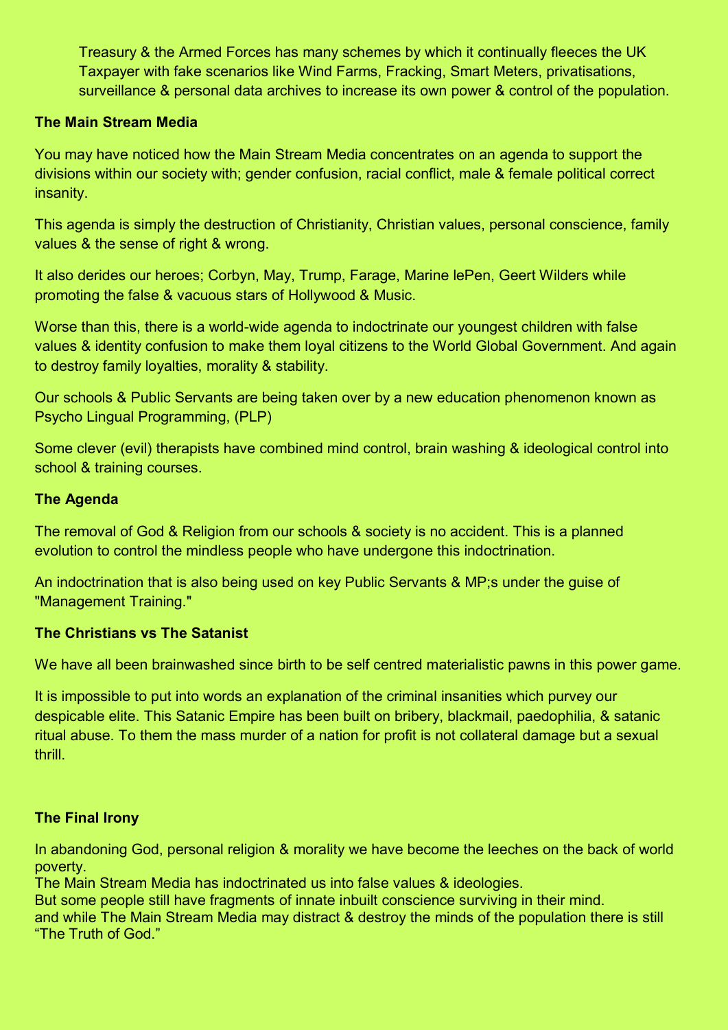Treasury & the Armed Forces has many schemes by which it continually fleeces the UK Taxpayer with fake scenarios like Wind Farms, Fracking, Smart Meters, privatisations, surveillance & personal data archives to increase its own power & control of the population.

**The Main Stream Media**

You may have noticed how the Main Stream Media concentrates on an agenda to support the divisions within our society with; gender confusion, racial conflict, male & female political correct insanity.

This agenda is simply the destruction of Christianity, Christian values, personal conscience, family values & the sense of right & wrong.

It also derides our heroes; Corbyn, May, Trump, Farage, Marine lePen, Geert Wilders while promoting the false & vacuous stars of Hollywood & Music.

Worse than this, there is a world-wide agenda to indoctrinate our youngest children with false values & identity confusion to make them loyal citizens to the World Global Government. And again to destroy family loyalties, morality & stability.

Our schools & Public Servants are being taken over by a new education phenomenon known as Psycho Lingual Programming, (PLP)

Some clever (evil) therapists have combined mind control, brain washing & ideological control into school & training courses.

**The Agenda**

The removal of God & Religion from our schools & society is no accident. This is a planned evolution to control the mindless people who have undergone this indoctrination.

An indoctrination that is also being used on key Public Servants & MP;s under the guise of "Management Training."

**The Christians vs The Satanist**

We have all been brainwashed since birth to be self centred materialistic pawns in this power game.

It is impossible to put into words an explanation of the criminal insanities which purvey our despicable elite. This Satanic Empire has been built on bribery, blackmail, paedophilia, & satanic ritual abuse. To them the mass murder of a nation for profit is not collateral damage but a sexual thrill.

**The Final Irony**

In abandoning God, personal religion & morality we have become the leeches on the back of world poverty.
The Main Stream Media has indoctrinated us into false values & ideologies.
But some people still have fragments of innate inbuilt conscience surviving in their mind.
and while The Main Stream Media may distract & destroy the minds of the population there is still "The Truth of God."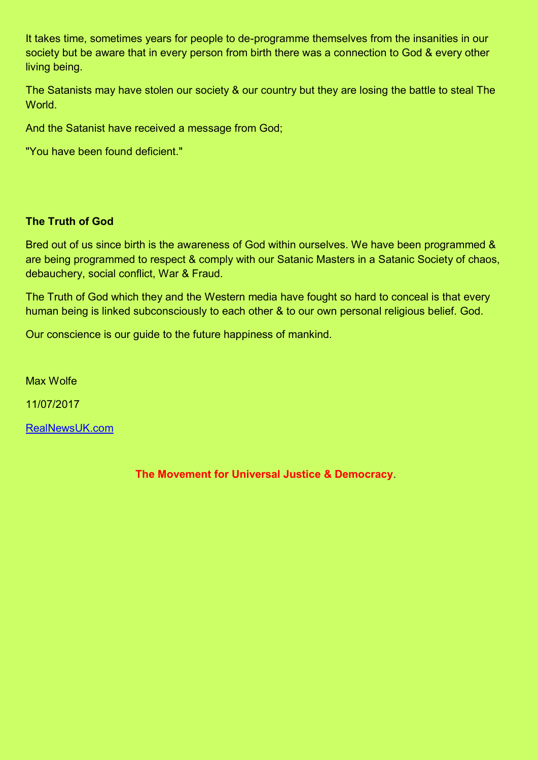It takes time, sometimes years for people to de-programme themselves from the insanities in our society but be aware that in every person from birth there was a connection to God & every other living being.

The Satanists may have stolen our society & our country but they are losing the battle to steal The World.

And the Satanist have received a message from God;

"You have been found deficient."

**The Truth of God**

Bred out of us since birth is the awareness of God within ourselves. We have been programmed & are being programmed to respect & comply with our Satanic Masters in a Satanic Society of chaos, debauchery, social conflict, War & Fraud.

The Truth of God which they and the Western media have fought so hard to conceal is that every human being is linked subconsciously to each other & to our own personal religious belief. God.

Our conscience is our guide to the future happiness of mankind.

Max Wolfe

11/07/2017

[RealNewsUK.com](RealNewsUK.com)

**The Movement for Universal Justice & Democracy**.